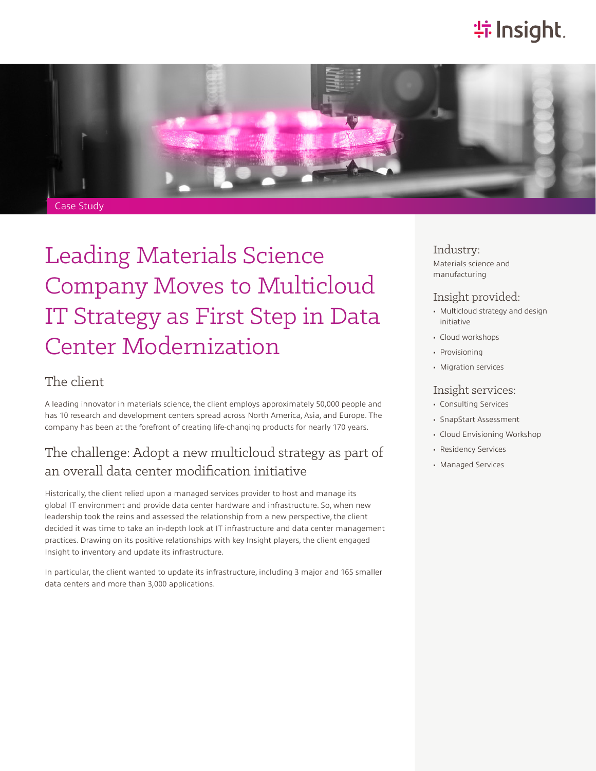Case Study

# Leading Materials Science Company Moves to Multicloud IT Strategy as First Step in Data Center Modernization

## The client

A leading innovator in materials science, the client employs approximately 50,000 people and has 10 research and development centers spread across North America, Asia, and Europe. The company has been at the forefront of creating life-changing products for nearly 170 years.

## The challenge: Adopt a new multicloud strategy as part of an overall data center modification initiative

Historically, the client relied upon a managed services provider to host and manage its global IT environment and provide data center hardware and infrastructure. So, when new leadership took the reins and assessed the relationship from a new perspective, the client decided it was time to take an in-depth look at IT infrastructure and data center management practices. Drawing on its positive relationships with key Insight players, the client engaged Insight to inventory and update its infrastructure.

In particular, the client wanted to update its infrastructure, including 3 major and 165 smaller data centers and more than 3,000 applications.

### Industry:

Materials science and manufacturing

### Insight provided:

- Multicloud strategy and design initiative
- Cloud workshops
- Provisioning
- Migration services

### Insight services:

- Consulting Services
- SnapStart Assessment
- Cloud Envisioning Workshop
- Residency Services
- Managed Services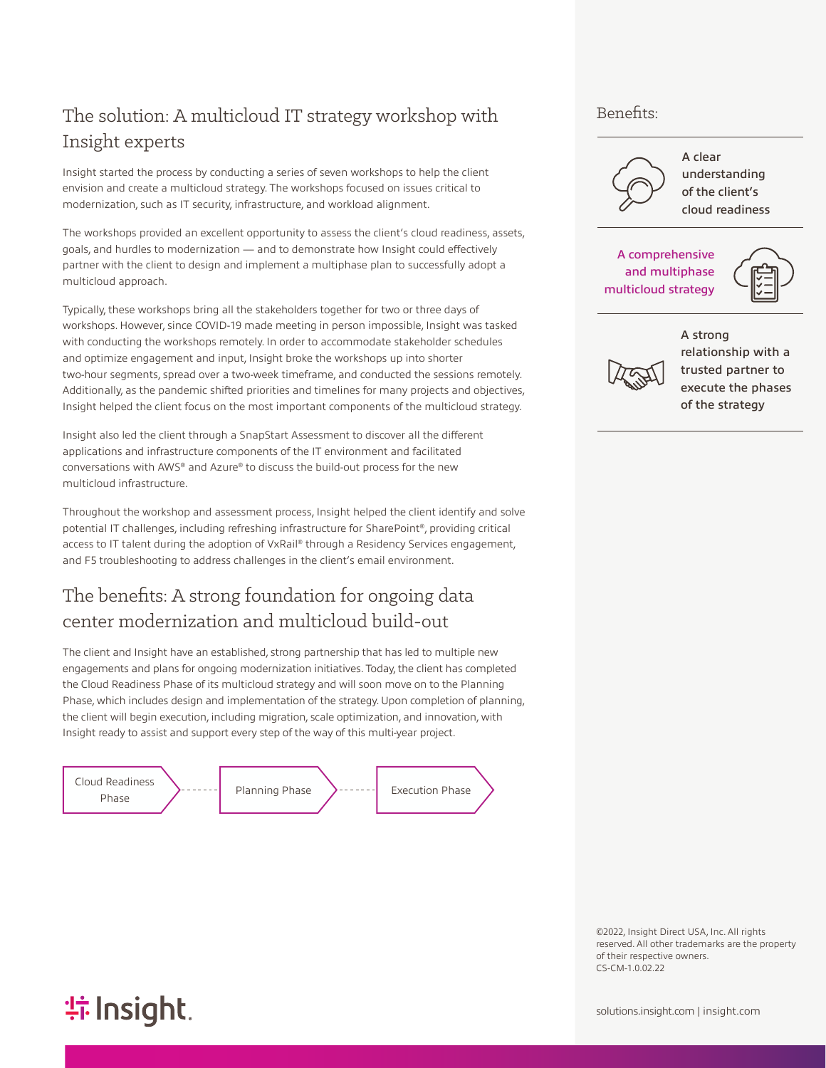## The solution: A multicloud IT strategy workshop with Insight experts

Insight started the process by conducting a series of seven workshops to help the client envision and create a multicloud strategy. The workshops focused on issues critical to modernization, such as IT security, infrastructure, and workload alignment.

The workshops provided an excellent opportunity to assess the client's cloud readiness, assets, goals, and hurdles to modernization — and to demonstrate how Insight could effectively partner with the client to design and implement a multiphase plan to successfully adopt a multicloud approach.

Typically, these workshops bring all the stakeholders together for two or three days of workshops. However, since COVID-19 made meeting in person impossible, Insight was tasked with conducting the workshops remotely. In order to accommodate stakeholder schedules and optimize engagement and input, Insight broke the workshops up into shorter two-hour segments, spread over a two-week timeframe, and conducted the sessions remotely. Additionally, as the pandemic shifted priorities and timelines for many projects and objectives, Insight helped the client focus on the most important components of the multicloud strategy.

Insight also led the client through a SnapStart Assessment to discover all the different applications and infrastructure components of the IT environment and facilitated conversations with AWS® and Azure® to discuss the build-out process for the new multicloud infrastructure.

Throughout the workshop and assessment process, Insight helped the client identify and solve potential IT challenges, including refreshing infrastructure for SharePoint®, providing critical access to IT talent during the adoption of VxRail® through a Residency Services engagement, and F5 troubleshooting to address challenges in the client's email environment.

## The benefits: A strong foundation for ongoing data center modernization and multicloud build-out

The client and Insight have an established, strong partnership that has led to multiple new engagements and plans for ongoing modernization initiatives. Today, the client has completed the Cloud Readiness Phase of its multicloud strategy and will soon move on to the Planning Phase, which includes design and implementation of the strategy. Upon completion of planning, the client will begin execution, including migration, scale optimization, and innovation, with Insight ready to assist and support every step of the way of this multi-year project.

Cloud Readiness Phase → Planning Phase → Execution Phase

### Benefits:

- A clear understanding of the client's cloud readiness
- A comprehensive and multiphase multicloud strategy
- A strong relationship with a trusted partner to execute the phases of the strategy

©2022, Insight Direct USA, Inc. All rights reserved. All other trademarks are the property of their respective owners.
CS-CM-1.0.02.22

Insight.

solutions.insight.com | insight.com